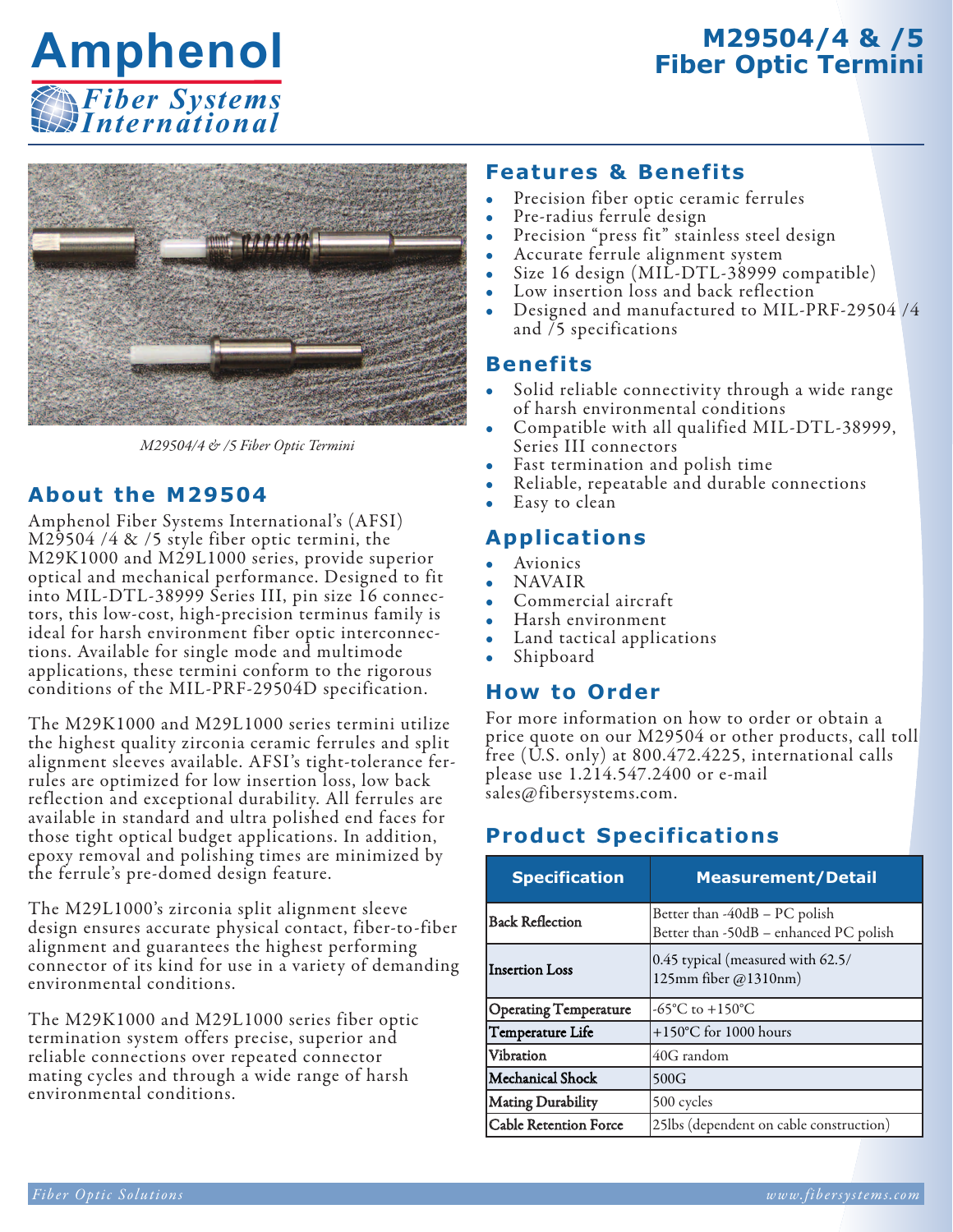# M29504/4 & /5 Fiber Optic Termini

Amphenol Fiber Systems International

*M29504/4 & /5 Fiber Optic Termini*

## About the M29504

Amphenol Fiber Systems International's (AFSI) M29504 /4 & /5 style fiber optic termini, the M29K1000 and M29L1000 series, provide superior optical and mechanical performance. Designed to fit into MIL-DTL-38999 Series III, pin size 16 connectors, this low-cost, high-precision terminus family is ideal for harsh environment fiber optic interconnections. Available for single mode and multimode applications, these termini conform to the rigorous conditions of the MIL-PRF-29504D specification.

The M29K1000 and M29L1000 series termini utilize the highest quality zirconia ceramic ferrules and split alignment sleeves available. AFSI's tight-tolerance ferrules are optimized for low insertion loss, low back reflection and exceptional durability. All ferrules are available in standard and ultra polished end faces for those tight optical budget applications. In addition, epoxy removal and polishing times are minimized by the ferrule's pre-domed design feature.

The M29L1000's zirconia split alignment sleeve design ensures accurate physical contact, fiber-to-fiber alignment and guarantees the highest performing connector of its kind for use in a variety of demanding environmental conditions.

The M29K1000 and M29L1000 series fiber optic termination system offers precise, superior and reliable connections over repeated connector mating cycles and through a wide range of harsh environmental conditions.

## Features & Benefits

- Precision fiber optic ceramic ferrules
- Pre-radius ferrule design
- Precision "press fit" stainless steel design
- Accurate ferrule alignment system
- Size 16 design (MIL-DTL-38999 compatible)
- Low insertion loss and back reflection
- Designed and manufactured to MIL-PRF-29504 /4 and /5 specifications

## Benefits

- Solid reliable connectivity through a wide range of harsh environmental conditions
- Compatible with all qualified MIL-DTL-38999, Series III connectors
- Fast termination and polish time
- Reliable, repeatable and durable connections
- Easy to clean

## Applications

- Avionics
- NAVAIR
- Commercial aircraft
- Harsh environment
- Land tactical applications
- Shipboard

## How to Order

For more information on how to order or obtain a price quote on our M29504 or other products, call toll free (U.S. only) at 800.472.4225, international calls please use 1.214.547.2400 or e-mail sales@fibersystems.com.

## Product Specifications

| Specification | Measurement/Detail |
|---|---|
| Back Reflection | Better than -40dB – PC polish<br>Better than -50dB – enhanced PC polish |
| Insertion Loss | 0.45 typical (measured with 62.5/125mm fiber @1310nm) |
| Operating Temperature | -65°C to +150°C |
| Temperature Life | +150°C for 1000 hours |
| Vibration | 40G random |
| Mechanical Shock | 500G |
| Mating Durability | 500 cycles |
| Cable Retention Force | 25lbs (dependent on cable construction) |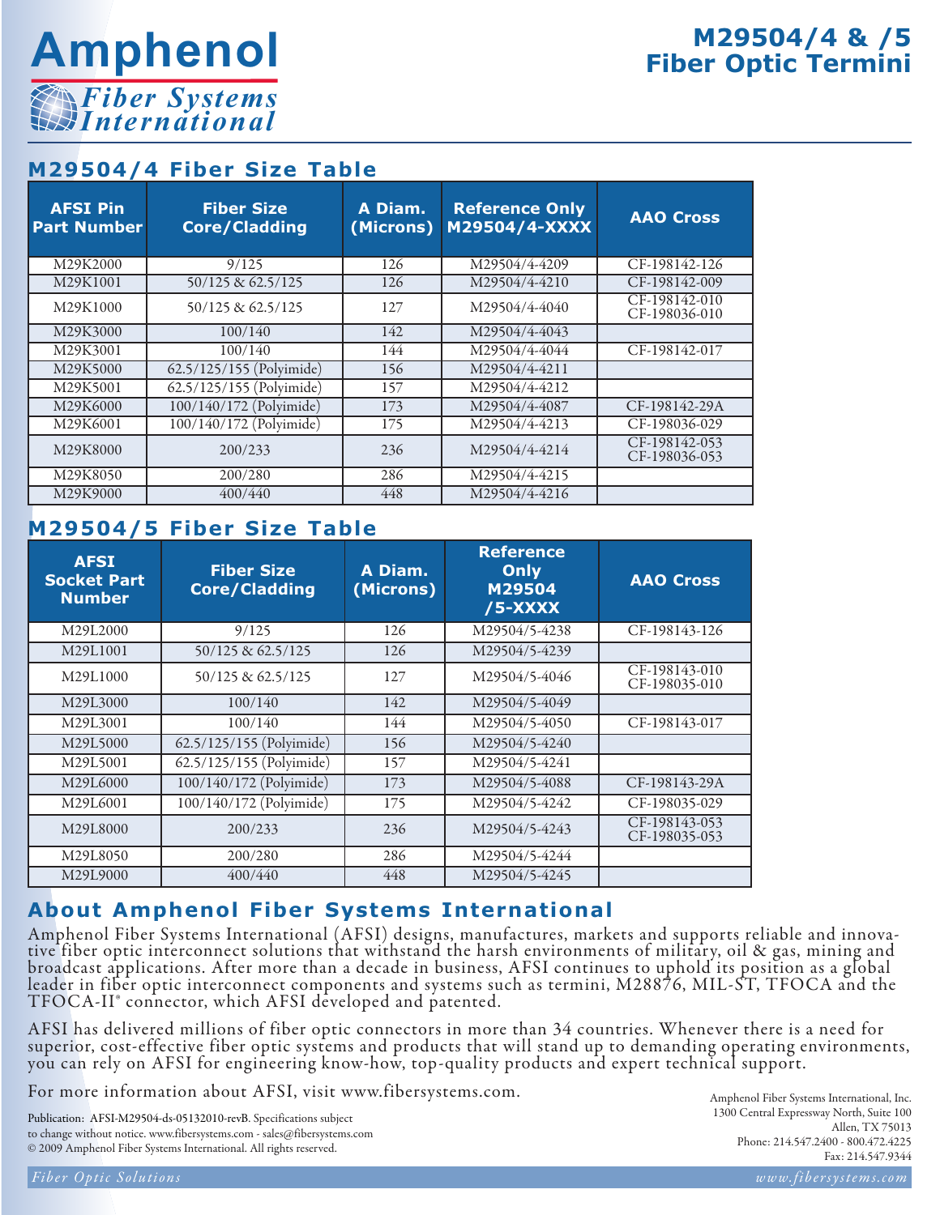# M29504/4 & /5 Fiber Optic Termini

## M29504/4 Fiber Size Table

| AFSI Pin Part Number | Fiber Size Core/Cladding | A Diam. (Microns) | Reference Only M29504/4-XXXX | AAO Cross |
|---|---|---|---|---|
| M29K2000 | 9/125 | 126 | M29504/4-4209 | CF-198142-126 |
| M29K1001 | 50/125 & 62.5/125 | 126 | M29504/4-4210 | CF-198142-009 |
| M29K1000 | 50/125 & 62.5/125 | 127 | M29504/4-4040 | CF-198142-010 CF-198036-010 |
| M29K3000 | 100/140 | 142 | M29504/4-4043 | |
| M29K3001 | 100/140 | 144 | M29504/4-4044 | CF-198142-017 |
| M29K5000 | 62.5/125/155 (Polyimide) | 156 | M29504/4-4211 | |
| M29K5001 | 62.5/125/155 (Polyimide) | 157 | M29504/4-4212 | |
| M29K6000 | 100/140/172 (Polyimide) | 173 | M29504/4-4087 | CF-198142-29A |
| M29K6001 | 100/140/172 (Polyimide) | 175 | M29504/4-4213 | CF-198036-029 |
| M29K8000 | 200/233 | 236 | M29504/4-4214 | CF-198142-053 CF-198036-053 |
| M29K8050 | 200/280 | 286 | M29504/4-4215 | |
| M29K9000 | 400/440 | 448 | M29504/4-4216 | |

## M29504/5 Fiber Size Table

| AFSI Socket Part Number | Fiber Size Core/Cladding | A Diam. (Microns) | Reference Only M29504 /5-XXXX | AAO Cross |
|---|---|---|---|---|
| M29L2000 | 9/125 | 126 | M29504/5-4238 | CF-198143-126 |
| M29L1001 | 50/125 & 62.5/125 | 126 | M29504/5-4239 | |
| M29L1000 | 50/125 & 62.5/125 | 127 | M29504/5-4046 | CF-198143-010 CF-198035-010 |
| M29L3000 | 100/140 | 142 | M29504/5-4049 | |
| M29L3001 | 100/140 | 144 | M29504/5-4050 | CF-198143-017 |
| M29L5000 | 62.5/125/155 (Polyimide) | 156 | M29504/5-4240 | |
| M29L5001 | 62.5/125/155 (Polyimide) | 157 | M29504/5-4241 | |
| M29L6000 | 100/140/172 (Polyimide) | 173 | M29504/5-4088 | CF-198143-29A |
| M29L6001 | 100/140/172 (Polyimide) | 175 | M29504/5-4242 | CF-198035-029 |
| M29L8000 | 200/233 | 236 | M29504/5-4243 | CF-198143-053 CF-198035-053 |
| M29L8050 | 200/280 | 286 | M29504/5-4244 | |
| M29L9000 | 400/440 | 448 | M29504/5-4245 | |

## About Amphenol Fiber Systems International

Amphenol Fiber Systems International (AFSI) designs, manufactures, markets and supports reliable and innovative fiber optic interconnect solutions that withstand the harsh environments of military, oil & gas, mining and broadcast applications. After more than a decade in business, AFSI continues to uphold its position as a global leader in fiber optic interconnect components and systems such as termini, M28876, MIL-ST, TFOCA and the TFOCA-II® connector, which AFSI developed and patented.

AFSI has delivered millions of fiber optic connectors in more than 34 countries. Whenever there is a need for superior, cost-effective fiber optic systems and products that will stand up to demanding operating environments, you can rely on AFSI for engineering know-how, top-quality products and expert technical support.

For more information about AFSI, visit www.fibersystems.com.

Publication: AFSI-M29504-ds-05132010-revB. Specifications subject to change without notice. www.fibersystems.com - sales@fibersystems.com
© 2009 Amphenol Fiber Systems International. All rights reserved.

Amphenol Fiber Systems International, Inc.
1300 Central Expressway North, Suite 100
Allen, TX 75013
Phone: 214.547.2400 - 800.472.4225
Fax: 214.547.9344